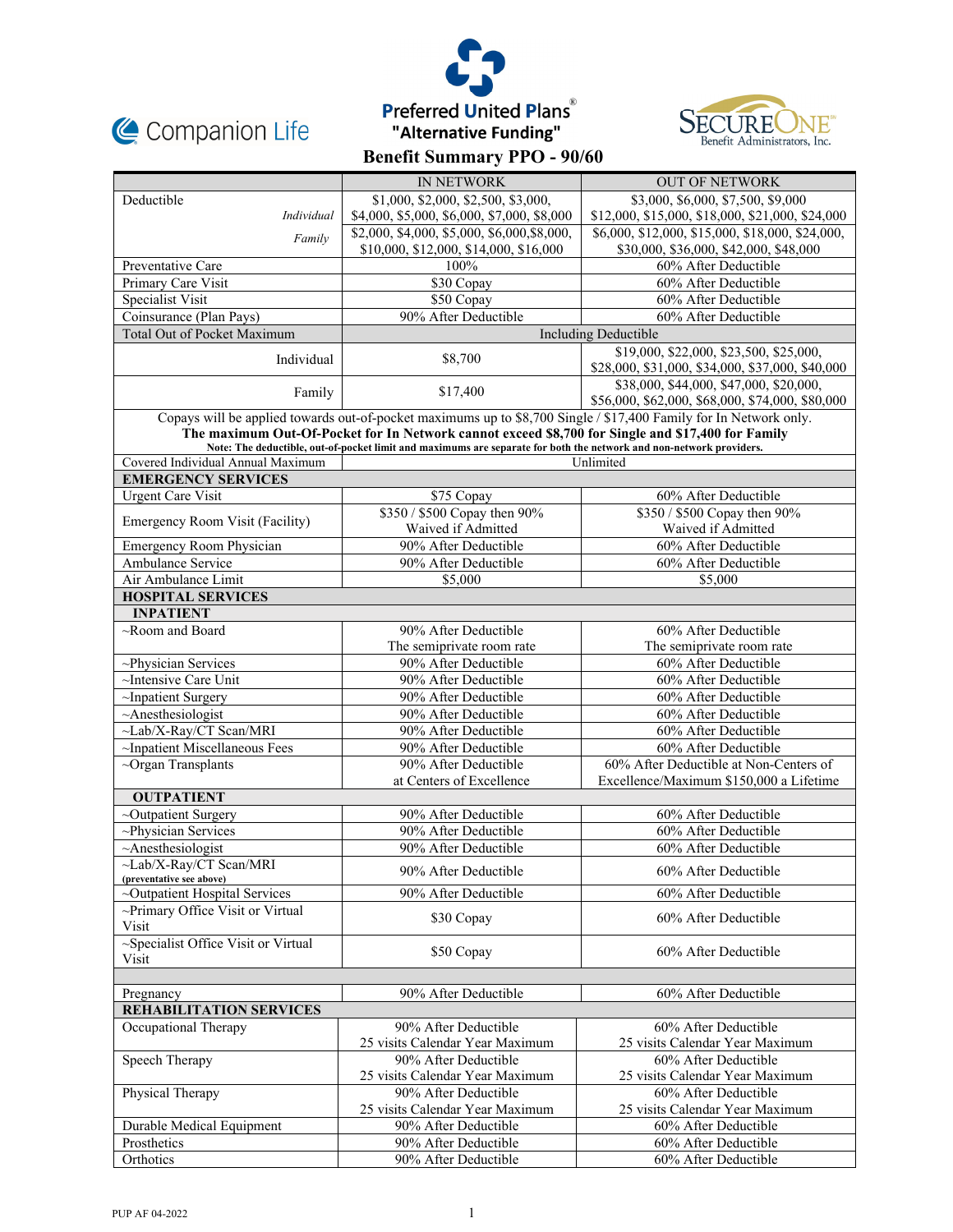Companion Life

Preferred United Plans®
"Alternative Funding"

SecureOne Benefit Administrators, Inc.

# Benefit Summary PPO - 90/60

| | IN NETWORK | OUT OF NETWORK |
|---|---|---|
| Deductible *Individual* | $1,000, $2,000, $2,500, $3,000, $4,000, $5,000, $6,000, $7,000, $8,000 | $3,000, $6,000, $7,500, $9,000 $12,000, $15,000, $18,000, $21,000, $24,000 |
| *Family* | $2,000, $4,000, $5,000, $6,000,$8,000, $10,000, $12,000, $14,000, $16,000 | $6,000, $12,000, $15,000, $18,000, $24,000, $30,000, $36,000, $42,000, $48,000 |
| Preventative Care | 100% | 60% After Deductible |
| Primary Care Visit | $30 Copay | 60% After Deductible |
| Specialist Visit | $50 Copay | 60% After Deductible |
| Coinsurance (Plan Pays) | 90% After Deductible | 60% After Deductible |
| Total Out of Pocket Maximum | Including Deductible | |
| Individual | $8,700 | $19,000, $22,000, $23,500, $25,000, $28,000, $31,000, $34,000, $37,000, $40,000 |
| Family | $17,400 | $38,000, $44,000, $47,000, $20,000, $56,000, $62,000, $68,000, $74,000, $80,000 |
| Copays will be applied towards out-of-pocket maximums up to $8,700 Single / $17,400 Family for In Network only. **The maximum Out-Of-Pocket for In Network cannot exceed $8,700 for Single and $17,400 for Family** **Note: The deductible, out-of-pocket limit and maximums are separate for both the network and non-network providers.** | | |
| Covered Individual Annual Maximum | Unlimited | |
| **EMERGENCY SERVICES** | | |
| Urgent Care Visit | $75 Copay | 60% After Deductible |
| Emergency Room Visit (Facility) | $350 / $500 Copay then 90% Waived if Admitted | $350 / $500 Copay then 90% Waived if Admitted |
| Emergency Room Physician | 90% After Deductible | 60% After Deductible |
| Ambulance Service | 90% After Deductible | 60% After Deductible |
| Air Ambulance Limit | $5,000 | $5,000 |
| **HOSPITAL SERVICES** | | |
| **INPATIENT** | | |
| ~Room and Board | 90% After Deductible The semiprivate room rate | 60% After Deductible The semiprivate room rate |
| ~Physician Services | 90% After Deductible | 60% After Deductible |
| ~Intensive Care Unit | 90% After Deductible | 60% After Deductible |
| ~Inpatient Surgery | 90% After Deductible | 60% After Deductible |
| ~Anesthesiologist | 90% After Deductible | 60% After Deductible |
| ~Lab/X-Ray/CT Scan/MRI | 90% After Deductible | 60% After Deductible |
| ~Inpatient Miscellaneous Fees | 90% After Deductible | 60% After Deductible |
| ~Organ Transplants | 90% After Deductible at Centers of Excellence | 60% After Deductible at Non-Centers of Excellence/Maximum $150,000 a Lifetime |
| **OUTPATIENT** | | |
| ~Outpatient Surgery | 90% After Deductible | 60% After Deductible |
| ~Physician Services | 90% After Deductible | 60% After Deductible |
| ~Anesthesiologist | 90% After Deductible | 60% After Deductible |
| ~Lab/X-Ray/CT Scan/MRI **(preventative see above)** | 90% After Deductible | 60% After Deductible |
| ~Outpatient Hospital Services | 90% After Deductible | 60% After Deductible |
| ~Primary Office Visit or Virtual Visit | $30 Copay | 60% After Deductible |
| ~Specialist Office Visit or Virtual Visit | $50 Copay | 60% After Deductible |
| | | |
| Pregnancy | 90% After Deductible | 60% After Deductible |
| **REHABILITATION SERVICES** | | |
| Occupational Therapy | 90% After Deductible 25 visits Calendar Year Maximum | 60% After Deductible 25 visits Calendar Year Maximum |
| Speech Therapy | 90% After Deductible 25 visits Calendar Year Maximum | 60% After Deductible 25 visits Calendar Year Maximum |
| Physical Therapy | 90% After Deductible 25 visits Calendar Year Maximum | 60% After Deductible 25 visits Calendar Year Maximum |
| Durable Medical Equipment | 90% After Deductible | 60% After Deductible |
| Prosthetics | 90% After Deductible | 60% After Deductible |
| Orthotics | 90% After Deductible | 60% After Deductible |

PUP AF 04-2022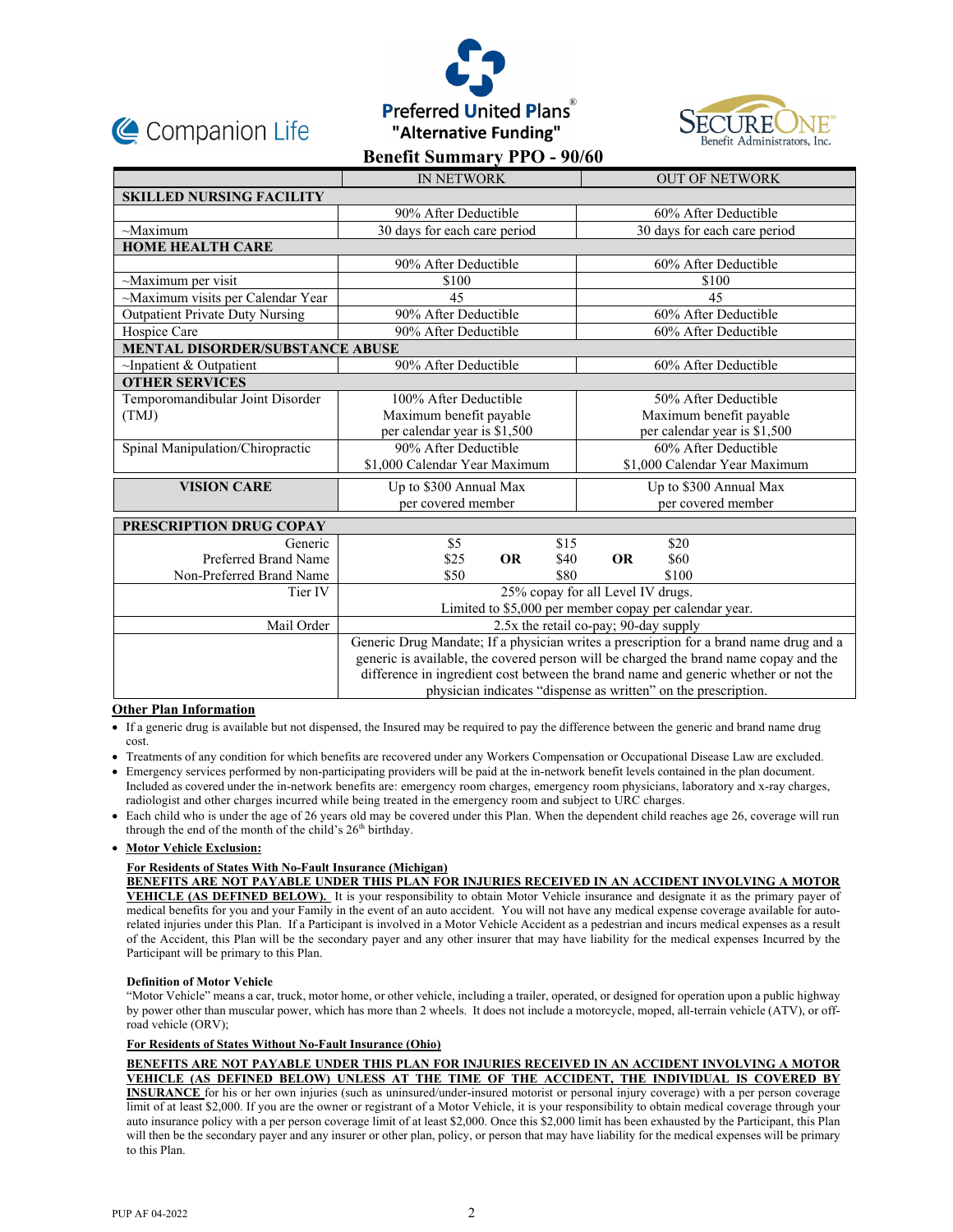Companion Life

Preferred United Plans®
"Alternative Funding"

SECUREONE Benefit Administrators, Inc.

## Benefit Summary PPO - 90/60

| | IN NETWORK | OUT OF NETWORK |
|---|---|---|
| **SKILLED NURSING FACILITY** | | |
| | 90% After Deductible | 60% After Deductible |
| ~Maximum | 30 days for each care period | 30 days for each care period |
| **HOME HEALTH CARE** | | |
| | 90% After Deductible | 60% After Deductible |
| ~Maximum per visit | $100 | $100 |
| ~Maximum visits per Calendar Year | 45 | 45 |
| Outpatient Private Duty Nursing | 90% After Deductible | 60% After Deductible |
| Hospice Care | 90% After Deductible | 60% After Deductible |
| **MENTAL DISORDER/SUBSTANCE ABUSE** | | |
| ~Inpatient & Outpatient | 90% After Deductible | 60% After Deductible |
| **OTHER SERVICES** | | |
| Temporomandibular Joint Disorder (TMJ) | 100% After Deductible Maximum benefit payable per calendar year is $1,500 | 50% After Deductible Maximum benefit payable per calendar year is $1,500 |
| Spinal Manipulation/Chiropractic | 90% After Deductible $1,000 Calendar Year Maximum | 60% After Deductible $1,000 Calendar Year Maximum |
| **VISION CARE** | Up to $300 Annual Max per covered member | Up to $300 Annual Max per covered member |

| **PRESCRIPTION DRUG COPAY** | | | | | |
|---|---|---|---|---|---|
| Generic | $5 | | $15 | | $20 |
| Preferred Brand Name | $25 | **OR** | $40 | **OR** | $60 |
| Non-Preferred Brand Name | $50 | | $80 | | $100 |
| Tier IV | 25% copay for all Level IV drugs. Limited to $5,000 per member copay per calendar year. | | | | |
| Mail Order | 2.5x the retail co-pay; 90-day supply | | | | |
| | Generic Drug Mandate; If a physician writes a prescription for a brand name drug and a generic is available, the covered person will be charged the brand name copay and the difference in ingredient cost between the brand name and generic whether or not the physician indicates "dispense as written" on the prescription. | | | | |

**Other Plan Information**

- If a generic drug is available but not dispensed, the Insured may be required to pay the difference between the generic and brand name drug cost.
- Treatments of any condition for which benefits are recovered under any Workers Compensation or Occupational Disease Law are excluded.
- Emergency services performed by non-participating providers will be paid at the in-network benefit levels contained in the plan document. Included as covered under the in-network benefits are: emergency room charges, emergency room physicians, laboratory and x-ray charges, radiologist and other charges incurred while being treated in the emergency room and subject to URC charges.
- Each child who is under the age of 26 years old may be covered under this Plan. When the dependent child reaches age 26, coverage will run through the end of the month of the child's 26th birthday.
- **Motor Vehicle Exclusion:**

**For Residents of States With No-Fault Insurance (Michigan)**

**BENEFITS ARE NOT PAYABLE UNDER THIS PLAN FOR INJURIES RECEIVED IN AN ACCIDENT INVOLVING A MOTOR VEHICLE (AS DEFINED BELOW).** It is your responsibility to obtain Motor Vehicle insurance and designate it as the primary payer of medical benefits for you and your Family in the event of an auto accident. You will not have any medical expense coverage available for auto-related injuries under this Plan. If a Participant is involved in a Motor Vehicle Accident as a pedestrian and incurs medical expenses as a result of the Accident, this Plan will be the secondary payer and any other insurer that may have liability for the medical expenses Incurred by the Participant will be primary to this Plan.

**Definition of Motor Vehicle**

"Motor Vehicle" means a car, truck, motor home, or other vehicle, including a trailer, operated, or designed for operation upon a public highway by power other than muscular power, which has more than 2 wheels. It does not include a motorcycle, moped, all-terrain vehicle (ATV), or off-road vehicle (ORV);

**For Residents of States Without No-Fault Insurance (Ohio)**

**BENEFITS ARE NOT PAYABLE UNDER THIS PLAN FOR INJURIES RECEIVED IN AN ACCIDENT INVOLVING A MOTOR VEHICLE (AS DEFINED BELOW) UNLESS AT THE TIME OF THE ACCIDENT, THE INDIVIDUAL IS COVERED BY INSURANCE** for his or her own injuries (such as uninsured/under-insured motorist or personal injury coverage) with a per person coverage limit of at least $2,000. If you are the owner or registrant of a Motor Vehicle, it is your responsibility to obtain medical coverage through your auto insurance policy with a per person coverage limit of at least $2,000. Once this $2,000 limit has been exhausted by the Participant, this Plan will then be the secondary payer and any insurer or other plan, policy, or person that may have liability for the medical expenses will be primary to this Plan.

PUP AF 04-2022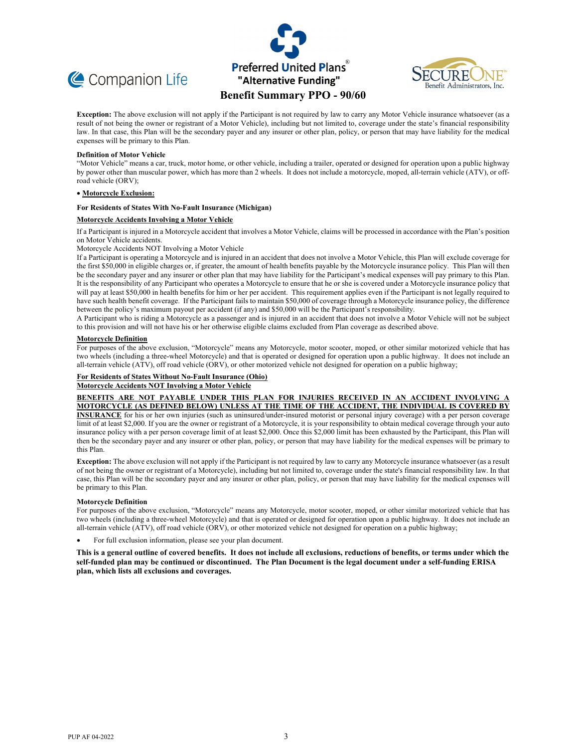**Exception:** The above exclusion will not apply if the Participant is not required by law to carry any Motor Vehicle insurance whatsoever (as a result of not being the owner or registrant of a Motor Vehicle), including but not limited to, coverage under the state's financial responsibility law. In that case, this Plan will be the secondary payer and any insurer or other plan, policy, or person that may have liability for the medical expenses will be primary to this Plan.

**Definition of Motor Vehicle**

"Motor Vehicle" means a car, truck, motor home, or other vehicle, including a trailer, operated or designed for operation upon a public highway by power other than muscular power, which has more than 2 wheels. It does not include a motorcycle, moped, all-terrain vehicle (ATV), or off-road vehicle (ORV);

- **Motorcycle Exclusion:**

**For Residents of States With No-Fault Insurance (Michigan)**

**Motorcycle Accidents Involving a Motor Vehicle**

If a Participant is injured in a Motorcycle accident that involves a Motor Vehicle, claims will be processed in accordance with the Plan's position on Motor Vehicle accidents.

Motorcycle Accidents NOT Involving a Motor Vehicle

If a Participant is operating a Motorcycle and is injured in an accident that does not involve a Motor Vehicle, this Plan will exclude coverage for the first $50,000 in eligible charges or, if greater, the amount of health benefits payable by the Motorcycle insurance policy. This Plan will then be the secondary payer and any insurer or other plan that may have liability for the Participant's medical expenses will pay primary to this Plan. It is the responsibility of any Participant who operates a Motorcycle to ensure that he or she is covered under a Motorcycle insurance policy that will pay at least $50,000 in health benefits for him or her per accident. This requirement applies even if the Participant is not legally required to have such health benefit coverage. If the Participant fails to maintain $50,000 of coverage through a Motorcycle insurance policy, the difference between the policy's maximum payout per accident (if any) and $50,000 will be the Participant's responsibility.

A Participant who is riding a Motorcycle as a passenger and is injured in an accident that does not involve a Motor Vehicle will not be subject to this provision and will not have his or her otherwise eligible claims excluded from Plan coverage as described above.

**Motorcycle Definition**

For purposes of the above exclusion, "Motorcycle" means any Motorcycle, motor scooter, moped, or other similar motorized vehicle that has two wheels (including a three-wheel Motorcycle) and that is operated or designed for operation upon a public highway. It does not include an all-terrain vehicle (ATV), off road vehicle (ORV), or other motorized vehicle not designed for operation on a public highway;

**For Residents of States Without No-Fault Insurance (Ohio)**

**Motorcycle Accidents NOT Involving a Motor Vehicle**

**BENEFITS ARE NOT PAYABLE UNDER THIS PLAN FOR INJURIES RECEIVED IN AN ACCIDENT INVOLVING A MOTORCYCLE (AS DEFINED BELOW) UNLESS AT THE TIME OF THE ACCIDENT, THE INDIVIDUAL IS COVERED BY INSURANCE** for his or her own injuries (such as uninsured/under-insured motorist or personal injury coverage) with a per person coverage limit of at least $2,000. If you are the owner or registrant of a Motorcycle, it is your responsibility to obtain medical coverage through your auto insurance policy with a per person coverage limit of at least $2,000. Once this $2,000 limit has been exhausted by the Participant, this Plan will then be the secondary payer and any insurer or other plan, policy, or person that may have liability for the medical expenses will be primary to this Plan.

**Exception:** The above exclusion will not apply if the Participant is not required by law to carry any Motorcycle insurance whatsoever (as a result of not being the owner or registrant of a Motorcycle), including but not limited to, coverage under the state's financial responsibility law. In that case, this Plan will be the secondary payer and any insurer or other plan, policy, or person that may have liability for the medical expenses will be primary to this Plan.

**Motorcycle Definition**

For purposes of the above exclusion, "Motorcycle" means any Motorcycle, motor scooter, moped, or other similar motorized vehicle that has two wheels (including a three-wheel Motorcycle) and that is operated or designed for operation upon a public highway. It does not include an all-terrain vehicle (ATV), off road vehicle (ORV), or other motorized vehicle not designed for operation on a public highway;

- For full exclusion information, please see your plan document.

**This is a general outline of covered benefits. It does not include all exclusions, reductions of benefits, or terms under which the self-funded plan may be continued or discontinued. The Plan Document is the legal document under a self-funding ERISA plan, which lists all exclusions and coverages.**